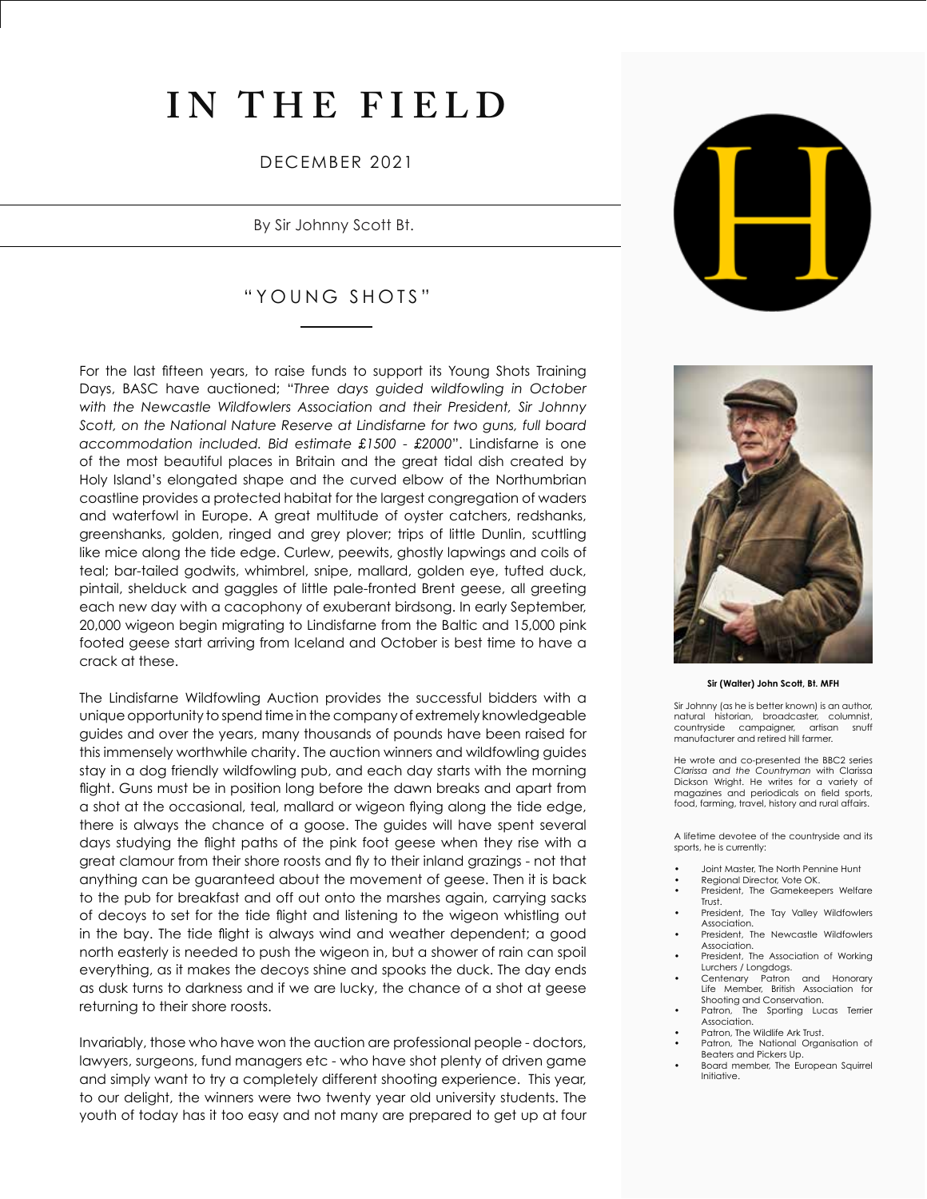# IN THE FIELD

DECEMBER 2021

By Sir Johnny Scott Bt.

## "YOUNG SHOTS"

For the last fifteen years, to raise funds to support its Young Shots Training Days, BASC have auctioned; "*Three days guided wildfowling in October with the Newcastle Wildfowlers Association and their President, Sir Johnny Scott, on the National Nature Reserve at Lindisfarne for two guns, full board accommodation included. Bid estimate £1500 - £2000*". Lindisfarne is one of the most beautiful places in Britain and the great tidal dish created by Holy Island's elongated shape and the curved elbow of the Northumbrian coastline provides a protected habitat for the largest congregation of waders and waterfowl in Europe. A great multitude of oyster catchers, redshanks, greenshanks, golden, ringed and grey plover; trips of little Dunlin, scuttling like mice along the tide edge. Curlew, peewits, ghostly lapwings and coils of teal; bar-tailed godwits, whimbrel, snipe, mallard, golden eye, tufted duck, pintail, shelduck and gaggles of little pale-fronted Brent geese, all greeting each new day with a cacophony of exuberant birdsong. In early September, 20,000 wigeon begin migrating to Lindisfarne from the Baltic and 15,000 pink footed geese start arriving from Iceland and October is best time to have a crack at these.

The Lindisfarne Wildfowling Auction provides the successful bidders with a unique opportunity to spend time in the company of extremely knowledgeable guides and over the years, many thousands of pounds have been raised for this immensely worthwhile charity. The auction winners and wildfowling guides stay in a dog friendly wildfowling pub, and each day starts with the morning flight. Guns must be in position long before the dawn breaks and apart from a shot at the occasional, teal, mallard or wigeon flying along the tide edge, there is always the chance of a goose. The guides will have spent several days studying the flight paths of the pink foot geese when they rise with a great clamour from their shore roosts and fly to their inland grazings - not that anything can be guaranteed about the movement of geese. Then it is back to the pub for breakfast and off out onto the marshes again, carrying sacks of decoys to set for the tide flight and listening to the wigeon whistling out in the bay. The tide flight is always wind and weather dependent; a good north easterly is needed to push the wigeon in, but a shower of rain can spoil everything, as it makes the decoys shine and spooks the duck. The day ends as dusk turns to darkness and if we are lucky, the chance of a shot at geese returning to their shore roosts.

Invariably, those who have won the auction are professional people - doctors, lawyers, surgeons, fund managers etc - who have shot plenty of driven game and simply want to try a completely different shooting experience. This year, to our delight, the winners were two twenty year old university students. The youth of today has it too easy and not many are prepared to get up at four

**Sir (Walter) John Scott, Bt. MFH**

Sir Johnny (as he is better known) is an author, natural historian, broadcaster, columnist, countryside campaigner, artisan snuff manufacturer and retired hill farmer.

He wrote and co-presented the BBC2 series *Clarissa and the Countryman* with Clarissa Dickson Wright. He writes for a variety of magazines and periodicals on field sports, food, farming, travel, history and rural affairs.

A lifetime devotee of the countryside and its sports, he is currently:

- Joint Master, The North Pennine Hunt
- Regional Director, Vote OK.
- President, The Gamekeepers Welfare Trust.
- President, The Tay Valley Wildfowlers Association.
- President, The Newcastle Wildfowlers Association.
- President, The Association of Working Lurchers / Longdogs.
- Centenary Patron and Honorary Life Member, British Association for Shooting and Conservation.
- Patron, The Sporting Lucas Terrier Association.
- Patron, The Wildlife Ark Trust.
- Patron, The National Organisation of Beaters and Pickers Up.
- Board member, The European Squirrel Initiative.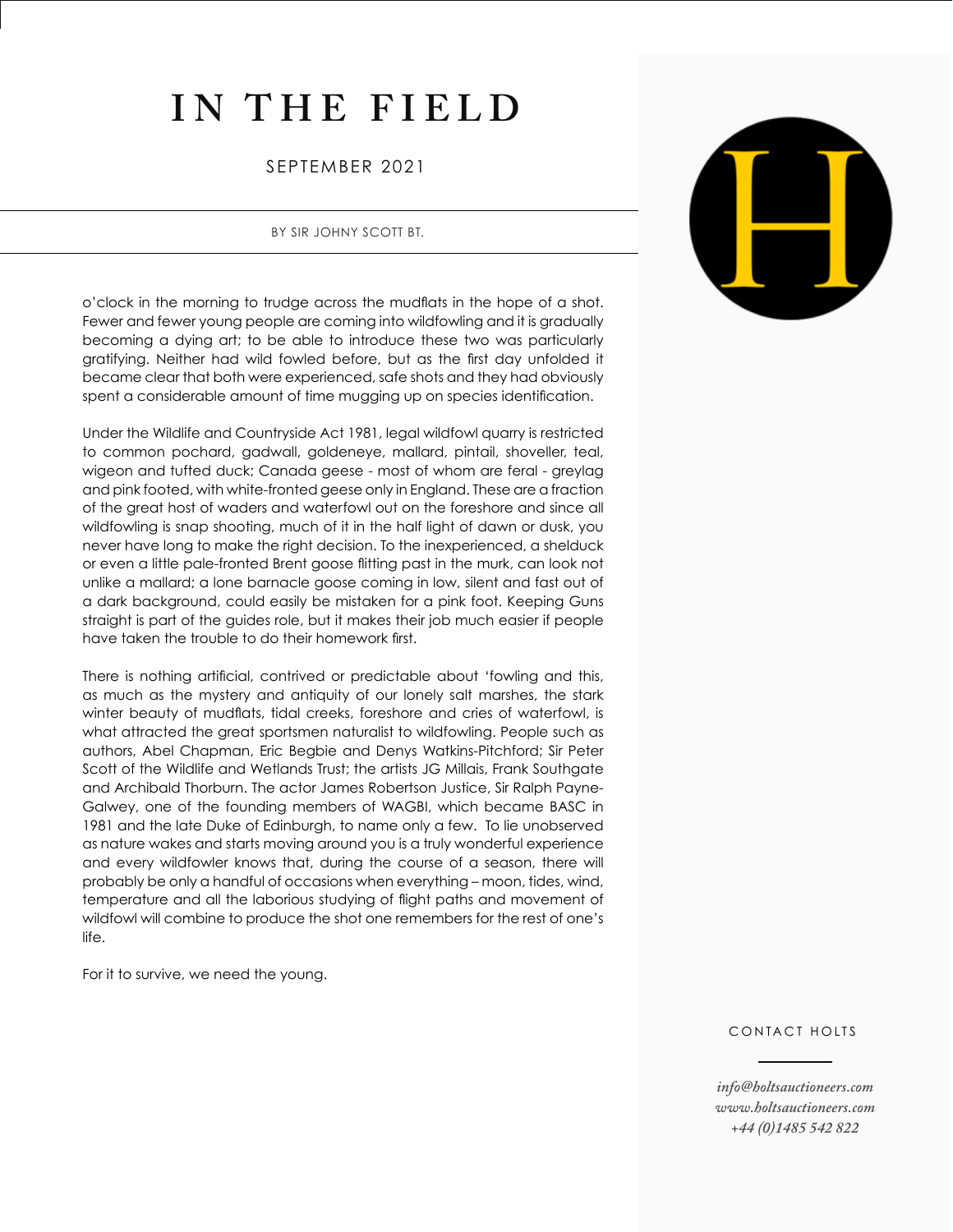# IN THE FIELD

SEPTEMBER 2021

BY SIR JOHNY SCOTT BT.

o'clock in the morning to trudge across the mudflats in the hope of a shot. Fewer and fewer young people are coming into wildfowling and it is gradually becoming a dying art; to be able to introduce these two was particularly gratifying. Neither had wild fowled before, but as the first day unfolded it became clear that both were experienced, safe shots and they had obviously spent a considerable amount of time mugging up on species identification.

Under the Wildlife and Countryside Act 1981, legal wildfowl quarry is restricted to common pochard, gadwall, goldeneye, mallard, pintail, shoveller, teal, wigeon and tufted duck; Canada geese - most of whom are feral - greylag and pink footed, with white-fronted geese only in England. These are a fraction of the great host of waders and waterfowl out on the foreshore and since all wildfowling is snap shooting, much of it in the half light of dawn or dusk, you never have long to make the right decision. To the inexperienced, a shelduck or even a little pale-fronted Brent goose flitting past in the murk, can look not unlike a mallard; a lone barnacle goose coming in low, silent and fast out of a dark background, could easily be mistaken for a pink foot. Keeping Guns straight is part of the guides role, but it makes their job much easier if people have taken the trouble to do their homework first.

There is nothing artificial, contrived or predictable about 'fowling and this, as much as the mystery and antiquity of our lonely salt marshes, the stark winter beauty of mudflats, tidal creeks, foreshore and cries of waterfowl, is what attracted the great sportsmen naturalist to wildfowling. People such as authors, Abel Chapman, Eric Begbie and Denys Watkins-Pitchford; Sir Peter Scott of the Wildlife and Wetlands Trust; the artists JG Millais, Frank Southgate and Archibald Thorburn. The actor James Robertson Justice, Sir Ralph Payne-Galwey, one of the founding members of WAGBI, which became BASC in 1981 and the late Duke of Edinburgh, to name only a few. To lie unobserved as nature wakes and starts moving around you is a truly wonderful experience and every wildfowler knows that, during the course of a season, there will probably be only a handful of occasions when everything – moon, tides, wind, temperature and all the laborious studying of flight paths and movement of wildfowl will combine to produce the shot one remembers for the rest of one's life.

For it to survive, we need the young.

CONTACT HOLTS

*info@holtsauctioneers.com*
*www.holtsauctioneers.com*
*+44 (0)1485 542 822*